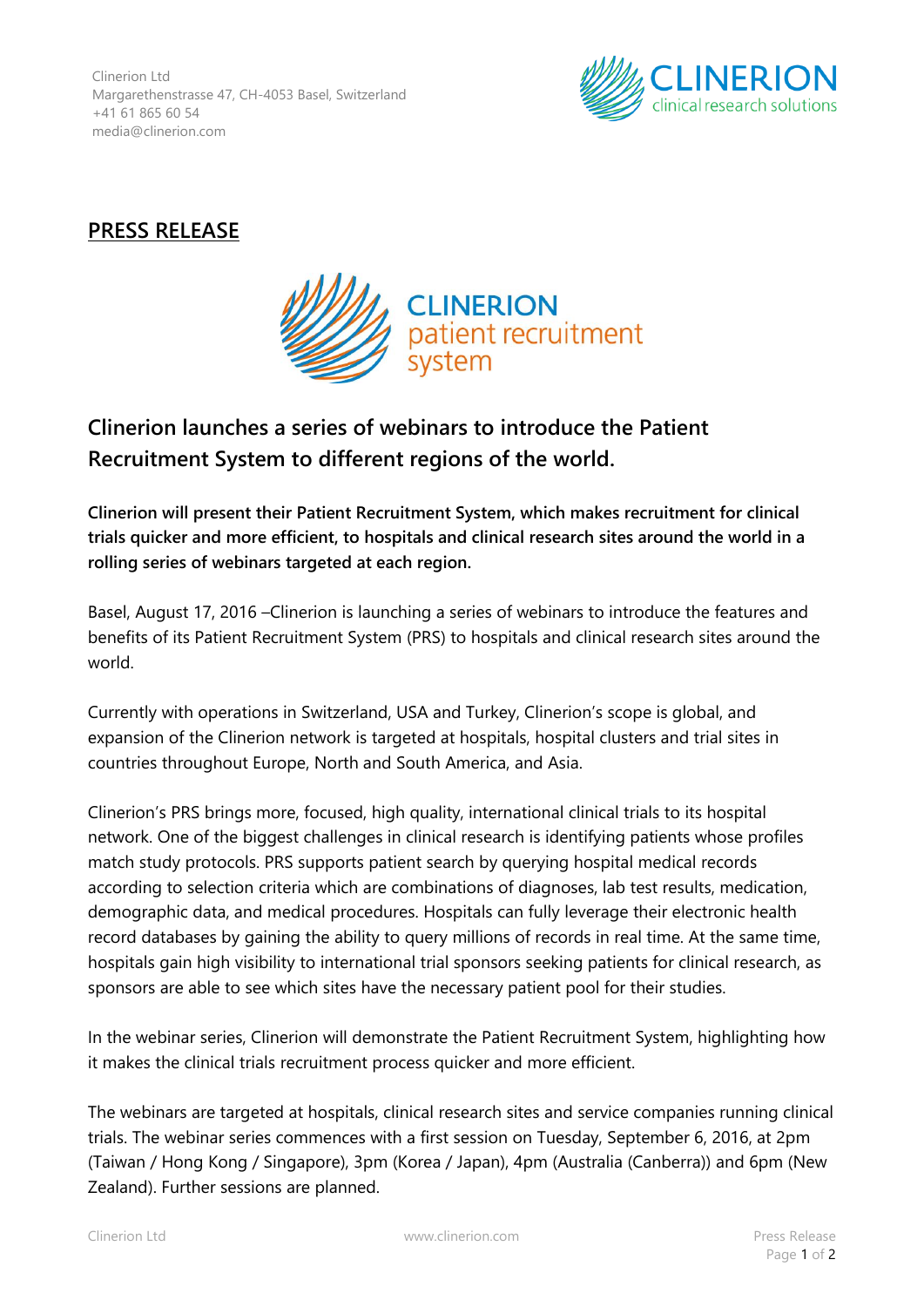Clinerion Ltd
Margarethenstrasse 47, CH-4053 Basel, Switzerland
+41 61 865 60 54
media@clinerion.com

CLINERION
clinical research solutions

## PRESS RELEASE

CLINERION
patient recruitment
system

# Clinerion launches a series of webinars to introduce the Patient Recruitment System to different regions of the world.

**Clinerion will present their Patient Recruitment System, which makes recruitment for clinical trials quicker and more efficient, to hospitals and clinical research sites around the world in a rolling series of webinars targeted at each region.**

Basel, August 17, 2016 –Clinerion is launching a series of webinars to introduce the features and benefits of its Patient Recruitment System (PRS) to hospitals and clinical research sites around the world.

Currently with operations in Switzerland, USA and Turkey, Clinerion's scope is global, and expansion of the Clinerion network is targeted at hospitals, hospital clusters and trial sites in countries throughout Europe, North and South America, and Asia.

Clinerion's PRS brings more, focused, high quality, international clinical trials to its hospital network. One of the biggest challenges in clinical research is identifying patients whose profiles match study protocols. PRS supports patient search by querying hospital medical records according to selection criteria which are combinations of diagnoses, lab test results, medication, demographic data, and medical procedures. Hospitals can fully leverage their electronic health record databases by gaining the ability to query millions of records in real time. At the same time, hospitals gain high visibility to international trial sponsors seeking patients for clinical research, as sponsors are able to see which sites have the necessary patient pool for their studies.

In the webinar series, Clinerion will demonstrate the Patient Recruitment System, highlighting how it makes the clinical trials recruitment process quicker and more efficient.

The webinars are targeted at hospitals, clinical research sites and service companies running clinical trials. The webinar series commences with a first session on Tuesday, September 6, 2016, at 2pm (Taiwan / Hong Kong / Singapore), 3pm (Korea / Japan), 4pm (Australia (Canberra)) and 6pm (New Zealand). Further sessions are planned.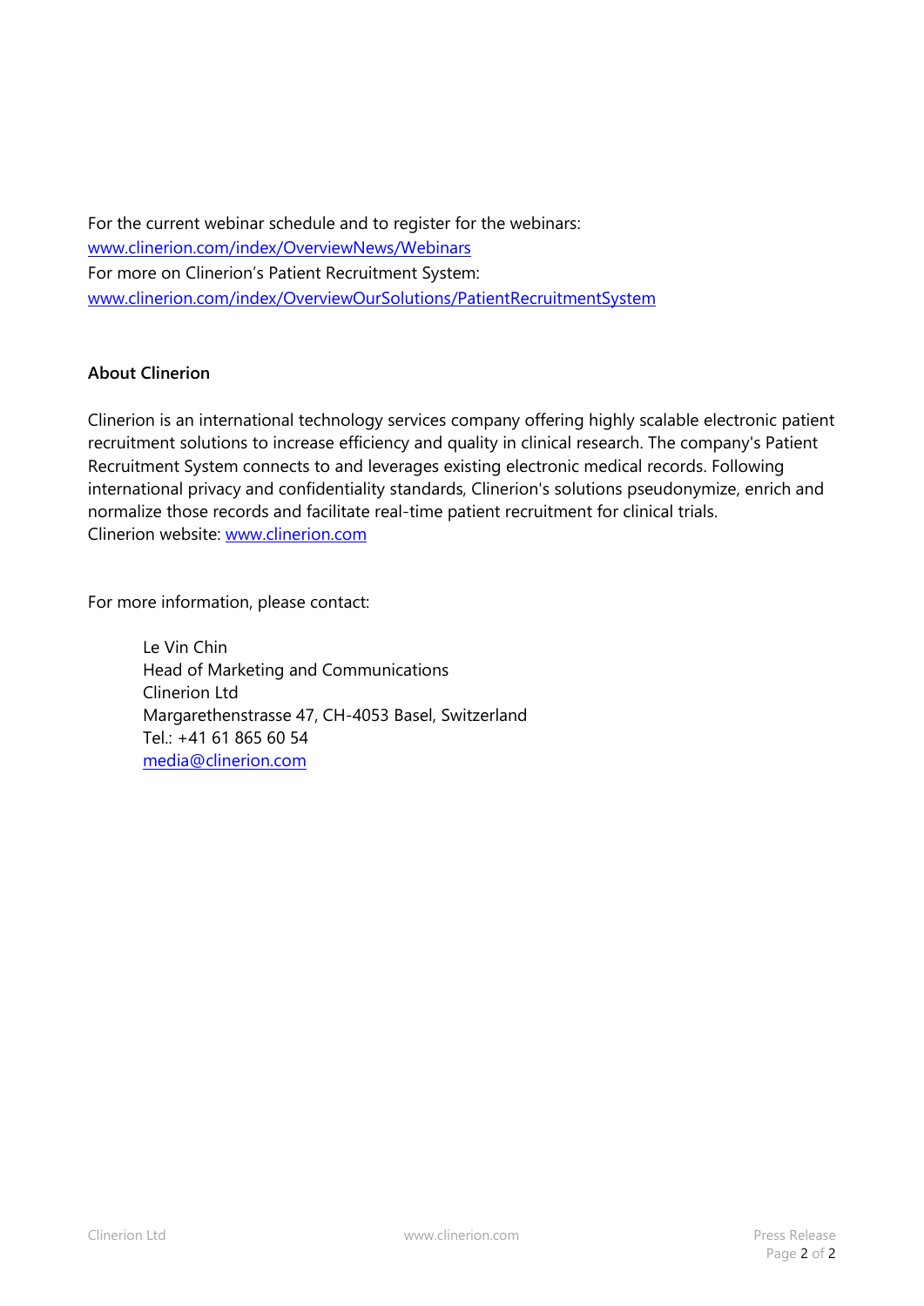For the current webinar schedule and to register for the webinars:
www.clinerion.com/index/OverviewNews/Webinars
For more on Clinerion's Patient Recruitment System:
www.clinerion.com/index/OverviewOurSolutions/PatientRecruitmentSystem

**About Clinerion**

Clinerion is an international technology services company offering highly scalable electronic patient recruitment solutions to increase efficiency and quality in clinical research. The company's Patient Recruitment System connects to and leverages existing electronic medical records. Following international privacy and confidentiality standards, Clinerion's solutions pseudonymize, enrich and normalize those records and facilitate real-time patient recruitment for clinical trials.
Clinerion website: www.clinerion.com

For more information, please contact:

> Le Vin Chin
> Head of Marketing and Communications
> Clinerion Ltd
> Margarethenstrasse 47, CH-4053 Basel, Switzerland
> Tel.: +41 61 865 60 54
> media@clinerion.com